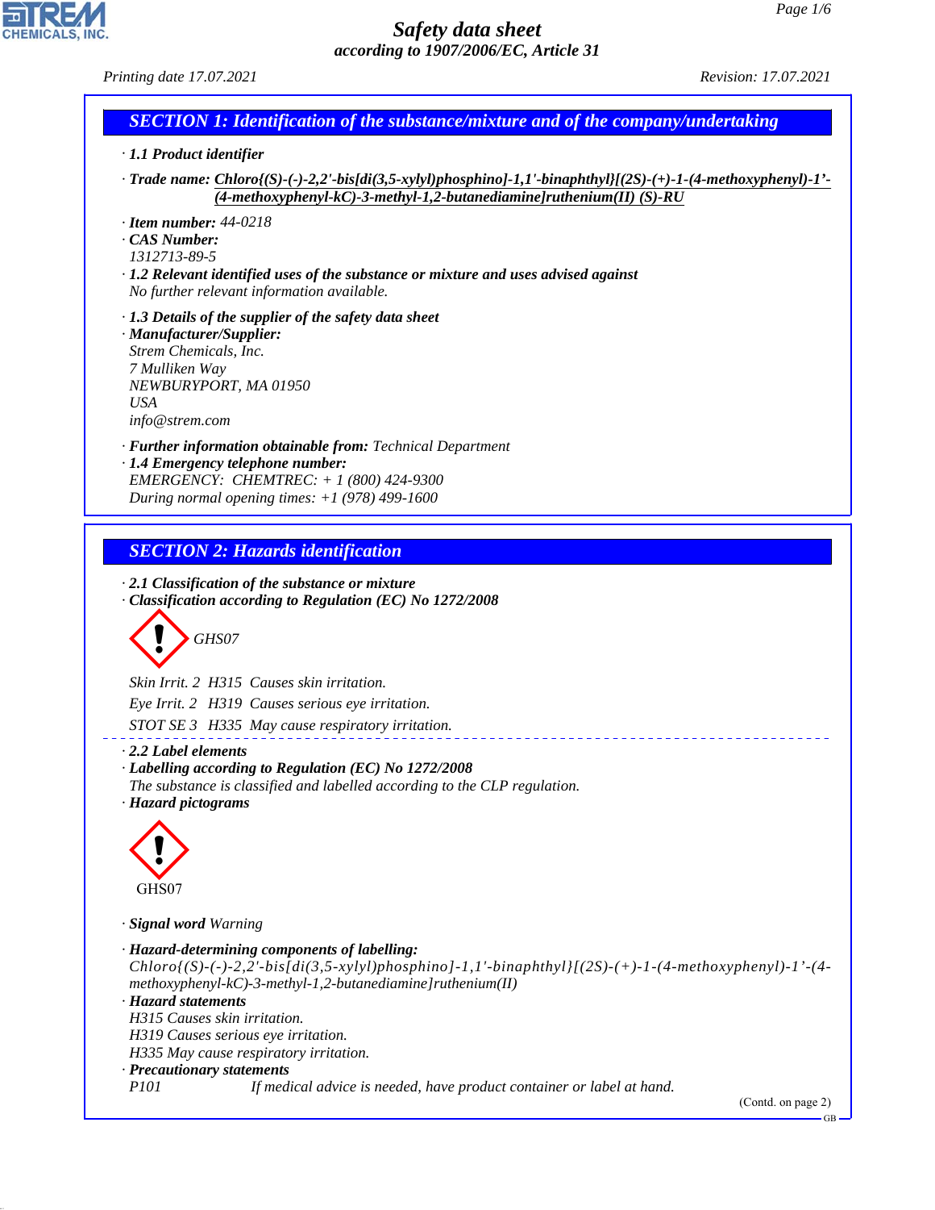# Safety data sheet

*according to 1907/2006/EC, Article 31*

*Printing date 17.07.2021* *Revision: 17.07.2021*

## SECTION 1: Identification of the substance/mixture and of the company/undertaking

· **1.1 Product identifier**

· **Trade name:** **Chloro{(S)-(-)-2,2'-bis[di(3,5-xylyl)phosphino]-1,1'-binaphthyl}[(2S)-(+)-1-(4-methoxyphenyl)-1'-(4-methoxyphenyl-kC)-3-methyl-1,2-butanediamine]ruthenium(II) (S)-RU**

· **Item number:** 44-0218
· **CAS Number:**
1312713-89-5
· **1.2 Relevant identified uses of the substance or mixture and uses advised against**
No further relevant information available.

· **1.3 Details of the supplier of the safety data sheet**
· **Manufacturer/Supplier:**
Strem Chemicals, Inc.
7 Mulliken Way
NEWBURYPORT, MA 01950
USA
info@strem.com

· **Further information obtainable from:** Technical Department
· **1.4 Emergency telephone number:**
EMERGENCY: CHEMTREC: + 1 (800) 424-9300
During normal opening times: +1 (978) 499-1600

## SECTION 2: Hazards identification

· **2.1 Classification of the substance or mixture**
· **Classification according to Regulation (EC) No 1272/2008**

GHS07

Skin Irrit. 2 H315 Causes skin irritation.

Eye Irrit. 2 H319 Causes serious eye irritation.

STOT SE 3 H335 May cause respiratory irritation.

· **2.2 Label elements**
· **Labelling according to Regulation (EC) No 1272/2008**
The substance is classified and labelled according to the CLP regulation.
· **Hazard pictograms**

GHS07

· **Signal word** Warning

· **Hazard-determining components of labelling:**
Chloro{(S)-(-)-2,2'-bis[di(3,5-xylyl)phosphino]-1,1'-binaphthyl}[(2S)-(+)-1-(4-methoxyphenyl)-1'-(4-methoxyphenyl-kC)-3-methyl-1,2-butanediamine]ruthenium(II)
· **Hazard statements**
H315 Causes skin irritation.
H319 Causes serious eye irritation.
H335 May cause respiratory irritation.
· **Precautionary statements**
P101 If medical advice is needed, have product container or label at hand.

(Contd. on page 2)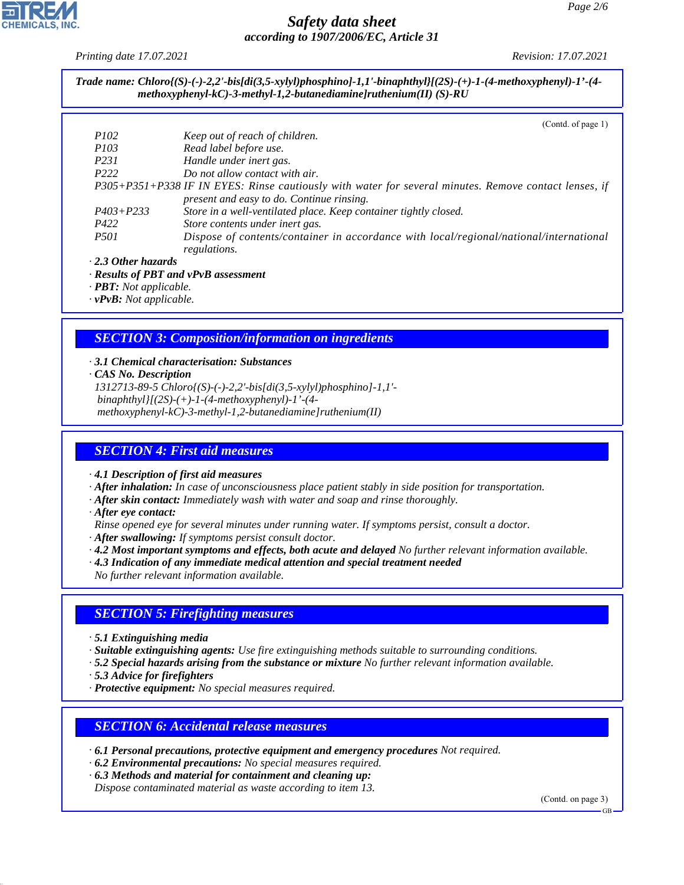**Trade name: Chloro{(S)-(-)-2,2'-bis[di(3,5-xylyl)phosphino]-1,1'-binaphthyl}[(2S)-(+)-1-(4-methoxyphenyl)-1'-(4-methoxyphenyl-kC)-3-methyl-1,2-butanediamine]ruthenium(II) (S)-RU**

(Contd. of page 1)

| | |
|---|---|
| P102 | Keep out of reach of children. |
| P103 | Read label before use. |
| P231 | Handle under inert gas. |
| P222 | Do not allow contact with air. |
| P305+P351+P338 | IF IN EYES: Rinse cautiously with water for several minutes. Remove contact lenses, if present and easy to do. Continue rinsing. |
| P403+P233 | Store in a well-ventilated place. Keep container tightly closed. |
| P422 | Store contents under inert gas. |
| P501 | Dispose of contents/container in accordance with local/regional/national/international regulations. |

· **2.3 Other hazards**
· **Results of PBT and vPvB assessment**
· **PBT:** Not applicable.
· **vPvB:** Not applicable.

## SECTION 3: Composition/information on ingredients

· **3.1 Chemical characterisation: Substances**
· **CAS No. Description**
1312713-89-5 Chloro{(S)-(-)-2,2'-bis[di(3,5-xylyl)phosphino]-1,1'-binaphthyl}[(2S)-(+)-1-(4-methoxyphenyl)-1'-(4-methoxyphenyl-kC)-3-methyl-1,2-butanediamine]ruthenium(II)

## SECTION 4: First aid measures

· **4.1 Description of first aid measures**
· **After inhalation:** In case of unconsciousness place patient stably in side position for transportation.
· **After skin contact:** Immediately wash with water and soap and rinse thoroughly.
· **After eye contact:**
Rinse opened eye for several minutes under running water. If symptoms persist, consult a doctor.
· **After swallowing:** If symptoms persist consult doctor.
· **4.2 Most important symptoms and effects, both acute and delayed** No further relevant information available.
· **4.3 Indication of any immediate medical attention and special treatment needed**
No further relevant information available.

## SECTION 5: Firefighting measures

· **5.1 Extinguishing media**
· **Suitable extinguishing agents:** Use fire extinguishing methods suitable to surrounding conditions.
· **5.2 Special hazards arising from the substance or mixture** No further relevant information available.
· **5.3 Advice for firefighters**
· **Protective equipment:** No special measures required.

## SECTION 6: Accidental release measures

· **6.1 Personal precautions, protective equipment and emergency procedures** Not required.
· **6.2 Environmental precautions:** No special measures required.
· **6.3 Methods and material for containment and cleaning up:**
Dispose contaminated material as waste according to item 13.

(Contd. on page 3)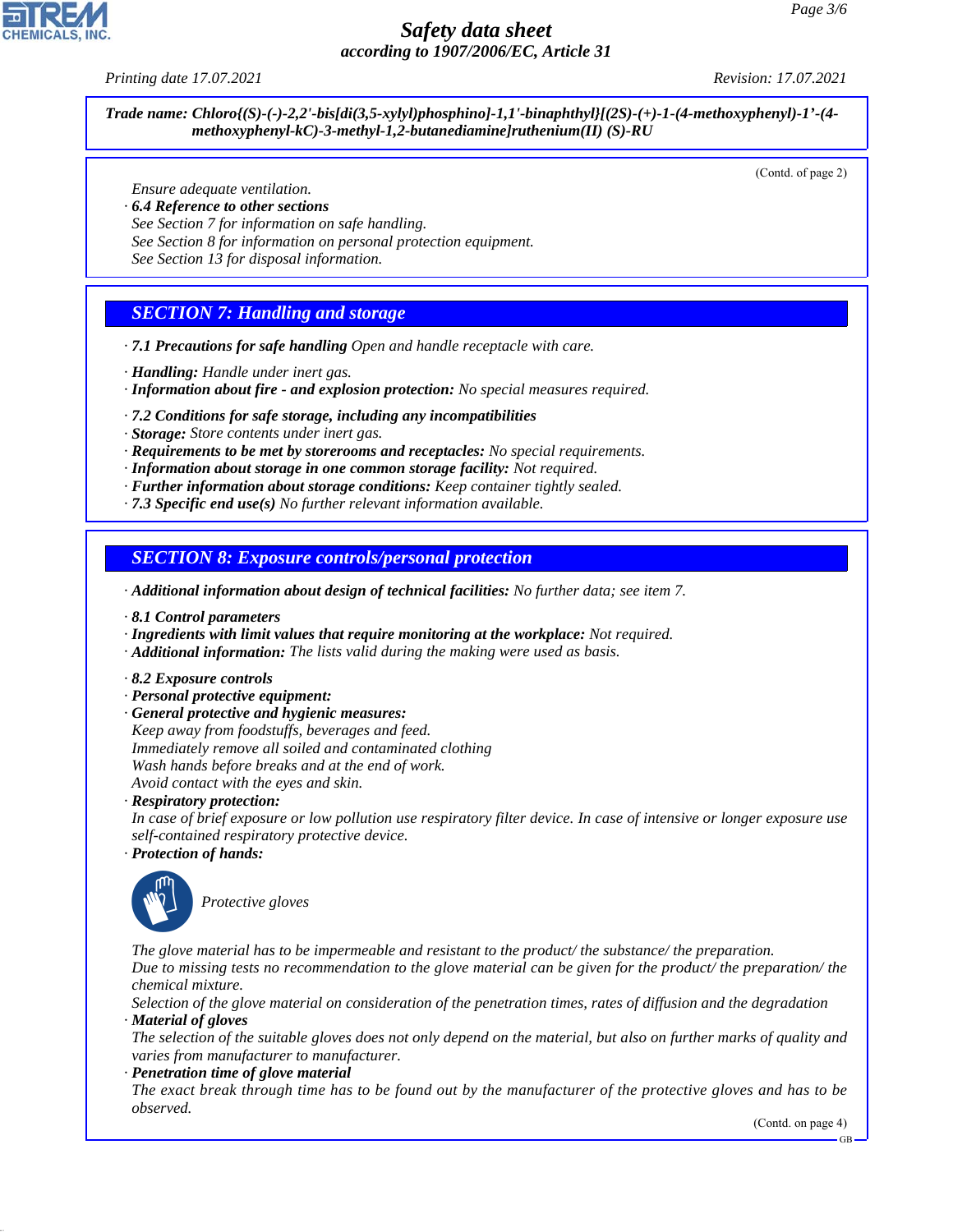**Trade name: Chloro{(S)-(-)-2,2'-bis[di(3,5-xylyl)phosphino]-1,1'-binaphthyl}[(2S)-(+)-1-(4-methoxyphenyl)-1'-(4-methoxyphenyl-kC)-3-methyl-1,2-butanediamine]ruthenium(II) (S)-RU**

(Contd. of page 2)

Ensure adequate ventilation.

· **6.4 Reference to other sections**
See Section 7 for information on safe handling.
See Section 8 for information on personal protection equipment.
See Section 13 for disposal information.

## SECTION 7: Handling and storage

· **7.1 Precautions for safe handling** Open and handle receptacle with care.

· **Handling:** Handle under inert gas.
· **Information about fire - and explosion protection:** No special measures required.

· **7.2 Conditions for safe storage, including any incompatibilities**
· **Storage:** Store contents under inert gas.
· **Requirements to be met by storerooms and receptacles:** No special requirements.
· **Information about storage in one common storage facility:** Not required.
· **Further information about storage conditions:** Keep container tightly sealed.
· **7.3 Specific end use(s)** No further relevant information available.

## SECTION 8: Exposure controls/personal protection

· **Additional information about design of technical facilities:** No further data; see item 7.

· **8.1 Control parameters**
· **Ingredients with limit values that require monitoring at the workplace:** Not required.
· **Additional information:** The lists valid during the making were used as basis.

· **8.2 Exposure controls**
· **Personal protective equipment:**
· **General protective and hygienic measures:**
Keep away from foodstuffs, beverages and feed.
Immediately remove all soiled and contaminated clothing
Wash hands before breaks and at the end of work.
Avoid contact with the eyes and skin.
· **Respiratory protection:**
In case of brief exposure or low pollution use respiratory filter device. In case of intensive or longer exposure use self-contained respiratory protective device.
· **Protection of hands:**

Protective gloves

The glove material has to be impermeable and resistant to the product/ the substance/ the preparation.
Due to missing tests no recommendation to the glove material can be given for the product/ the preparation/ the chemical mixture.
Selection of the glove material on consideration of the penetration times, rates of diffusion and the degradation
· **Material of gloves**
The selection of the suitable gloves does not only depend on the material, but also on further marks of quality and varies from manufacturer to manufacturer.
· **Penetration time of glove material**
The exact break through time has to be found out by the manufacturer of the protective gloves and has to be observed.

(Contd. on page 4)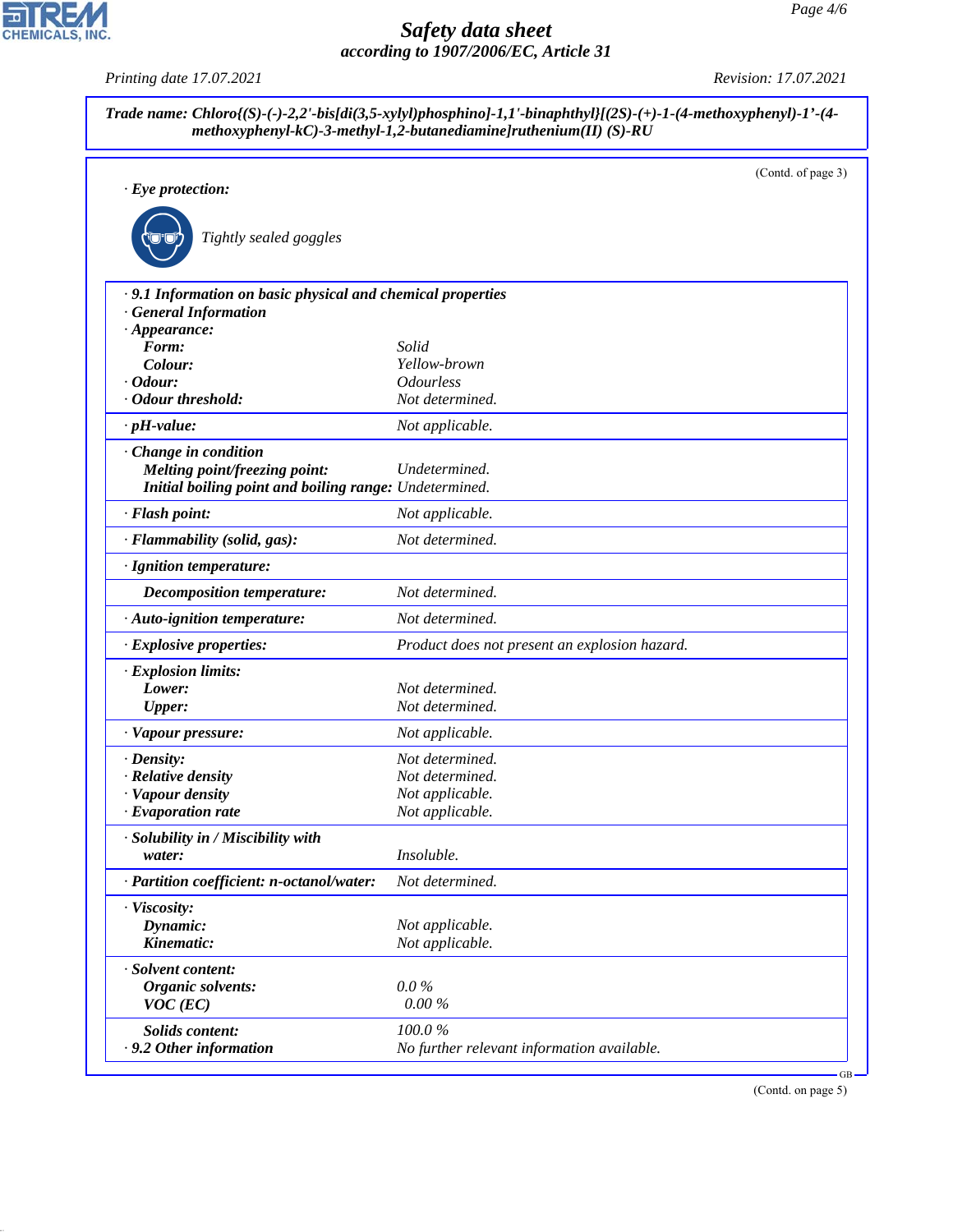**Trade name: Chloro{(S)-(-)-2,2'-bis[di(3,5-xylyl)phosphino]-1,1'-binaphthyl}[(2S)-(+)-1-(4-methoxyphenyl)-1'-(4-methoxyphenyl-kC)-3-methyl-1,2-butanediamine]ruthenium(II) (S)-RU**

(Contd. of page 3)

· **Eye protection:**

Tightly sealed goggles

| | |
|---|---|
| · **9.1 Information on basic physical and chemical properties** | |
| · **General Information** | |
| · **Appearance:** | |
| **Form:** | Solid |
| **Colour:** | Yellow-brown |
| · **Odour:** | Odourless |
| · **Odour threshold:** | Not determined. |
| · **pH-value:** | Not applicable. |
| · **Change in condition** | |
| **Melting point/freezing point:** | Undetermined. |
| **Initial boiling point and boiling range:** | Undetermined. |
| · **Flash point:** | Not applicable. |
| · **Flammability (solid, gas):** | Not determined. |
| · **Ignition temperature:** | |
| **Decomposition temperature:** | Not determined. |
| · **Auto-ignition temperature:** | Not determined. |
| · **Explosive properties:** | Product does not present an explosion hazard. |
| · **Explosion limits:** | |
| **Lower:** | Not determined. |
| **Upper:** | Not determined. |
| · **Vapour pressure:** | Not applicable. |
| · **Density:** | Not determined. |
| · **Relative density** | Not determined. |
| · **Vapour density** | Not applicable. |
| · **Evaporation rate** | Not applicable. |
| · **Solubility in / Miscibility with** | |
| **water:** | Insoluble. |
| · **Partition coefficient: n-octanol/water:** | Not determined. |
| · **Viscosity:** | |
| **Dynamic:** | Not applicable. |
| **Kinematic:** | Not applicable. |
| · **Solvent content:** | |
| **Organic solvents:** | 0.0 % |
| **VOC (EC)** | 0.00 % |
| **Solids content:** | 100.0 % |
| · **9.2 Other information** | No further relevant information available. |

(Contd. on page 5)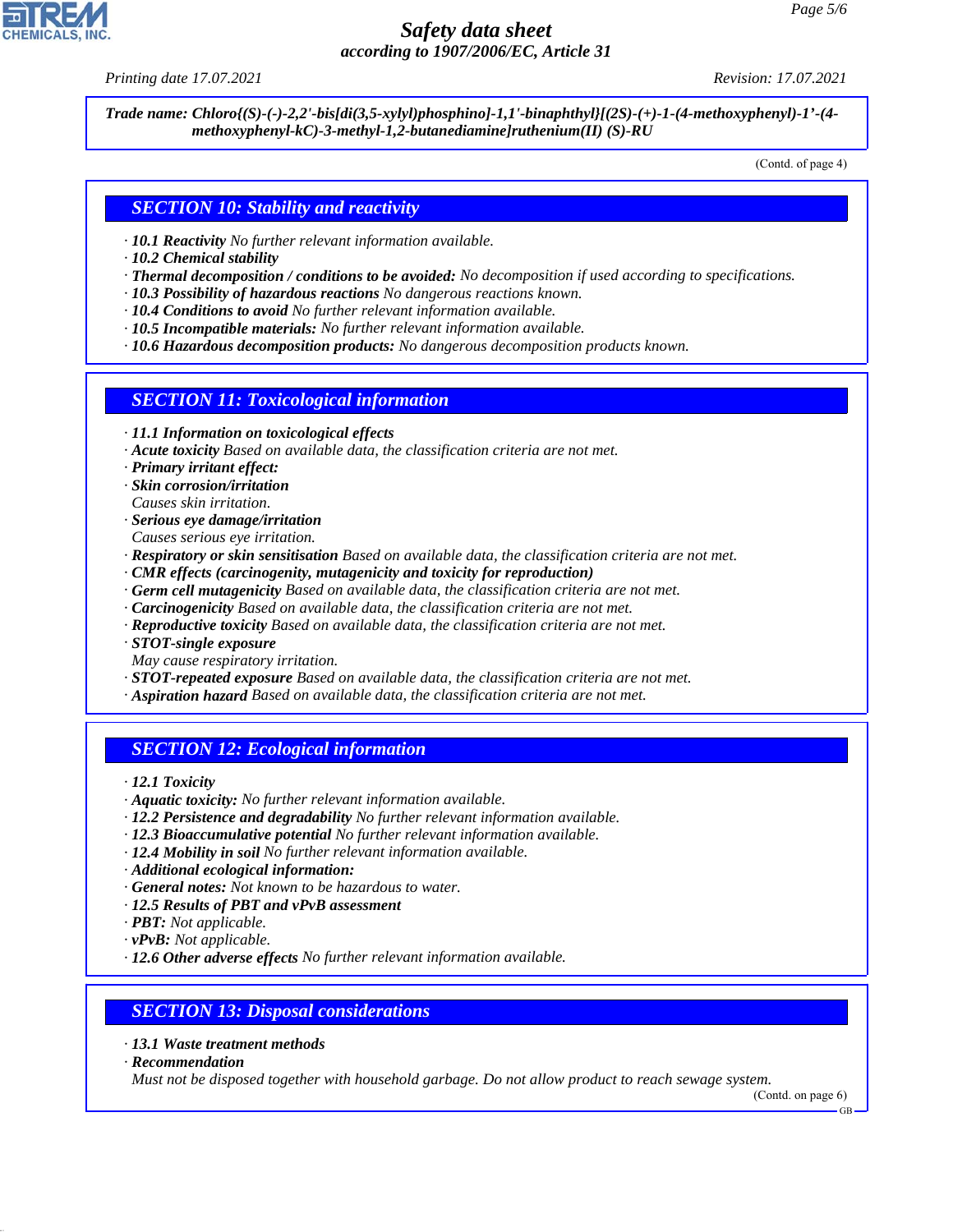**Trade name: Chloro{(S)-(-)-2,2'-bis[di(3,5-xylyl)phosphino]-1,1'-binaphthyl}[(2S)-(+)-1-(4-methoxyphenyl)-1'-(4-methoxyphenyl-kC)-3-methyl-1,2-butanediamine]ruthenium(II) (S)-RU**

(Contd. of page 4)

## SECTION 10: Stability and reactivity

- **10.1 Reactivity** No further relevant information available.
- **10.2 Chemical stability**
- **Thermal decomposition / conditions to be avoided:** No decomposition if used according to specifications.
- **10.3 Possibility of hazardous reactions** No dangerous reactions known.
- **10.4 Conditions to avoid** No further relevant information available.
- **10.5 Incompatible materials:** No further relevant information available.
- **10.6 Hazardous decomposition products:** No dangerous decomposition products known.

## SECTION 11: Toxicological information

- **11.1 Information on toxicological effects**
- **Acute toxicity** Based on available data, the classification criteria are not met.
- **Primary irritant effect:**
- **Skin corrosion/irritation**
  Causes skin irritation.
- **Serious eye damage/irritation**
  Causes serious eye irritation.
- **Respiratory or skin sensitisation** Based on available data, the classification criteria are not met.
- **CMR effects (carcinogenity, mutagenicity and toxicity for reproduction)**
- **Germ cell mutagenicity** Based on available data, the classification criteria are not met.
- **Carcinogenicity** Based on available data, the classification criteria are not met.
- **Reproductive toxicity** Based on available data, the classification criteria are not met.
- **STOT-single exposure**
  May cause respiratory irritation.
- **STOT-repeated exposure** Based on available data, the classification criteria are not met.
- **Aspiration hazard** Based on available data, the classification criteria are not met.

## SECTION 12: Ecological information

- **12.1 Toxicity**
- **Aquatic toxicity:** No further relevant information available.
- **12.2 Persistence and degradability** No further relevant information available.
- **12.3 Bioaccumulative potential** No further relevant information available.
- **12.4 Mobility in soil** No further relevant information available.
- **Additional ecological information:**
- **General notes:** Not known to be hazardous to water.
- **12.5 Results of PBT and vPvB assessment**
- **PBT:** Not applicable.
- **vPvB:** Not applicable.
- **12.6 Other adverse effects** No further relevant information available.

## SECTION 13: Disposal considerations

- **13.1 Waste treatment methods**
- **Recommendation**
  Must not be disposed together with household garbage. Do not allow product to reach sewage system.

(Contd. on page 6)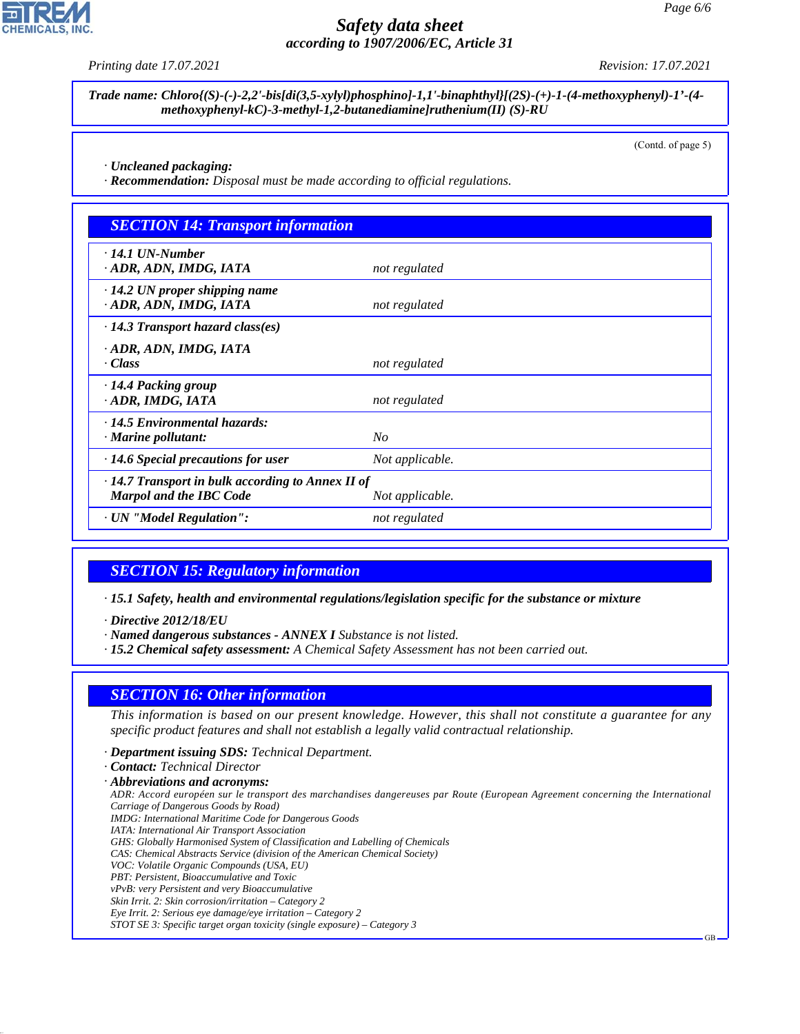**Trade name: Chloro{(S)-(-)-2,2'-bis[di(3,5-xylyl)phosphino]-1,1'-binaphthyl}[(2S)-(+)-1-(4-methoxyphenyl)-1'-(4-methoxyphenyl-kC)-3-methyl-1,2-butanediamine]ruthenium(II) (S)-RU**

(Contd. of page 5)

· **Uncleaned packaging:**
· **Recommendation:** Disposal must be made according to official regulations.

## SECTION 14: Transport information

| | |
|---|---|
| · **14.1 UN-Number**<br>· **ADR, ADN, IMDG, IATA** | not regulated |
| · **14.2 UN proper shipping name**<br>· **ADR, ADN, IMDG, IATA** | not regulated |
| · **14.3 Transport hazard class(es)**<br>· **ADR, ADN, IMDG, IATA**<br>· **Class** | not regulated |
| · **14.4 Packing group**<br>· **ADR, IMDG, IATA** | not regulated |
| · **14.5 Environmental hazards:**<br>· **Marine pollutant:** | No |
| · **14.6 Special precautions for user** | Not applicable. |
| · **14.7 Transport in bulk according to Annex II of Marpol and the IBC Code** | Not applicable. |
| · **UN "Model Regulation":** | not regulated |

## SECTION 15: Regulatory information

· **15.1 Safety, health and environmental regulations/legislation specific for the substance or mixture**

· **Directive 2012/18/EU**
· **Named dangerous substances - ANNEX I** Substance is not listed.
· **15.2 Chemical safety assessment:** A Chemical Safety Assessment has not been carried out.

## SECTION 16: Other information

This information is based on our present knowledge. However, this shall not constitute a guarantee for any specific product features and shall not establish a legally valid contractual relationship.

· **Department issuing SDS:** Technical Department.
· **Contact:** Technical Director
· **Abbreviations and acronyms:**
ADR: Accord européen sur le transport des marchandises dangereuses par Route (European Agreement concerning the International Carriage of Dangerous Goods by Road)
IMDG: International Maritime Code for Dangerous Goods
IATA: International Air Transport Association
GHS: Globally Harmonised System of Classification and Labelling of Chemicals
CAS: Chemical Abstracts Service (division of the American Chemical Society)
VOC: Volatile Organic Compounds (USA, EU)
PBT: Persistent, Bioaccumulative and Toxic
vPvB: very Persistent and very Bioaccumulative
Skin Irrit. 2: Skin corrosion/irritation – Category 2
Eye Irrit. 2: Serious eye damage/eye irritation – Category 2
STOT SE 3: Specific target organ toxicity (single exposure) – Category 3